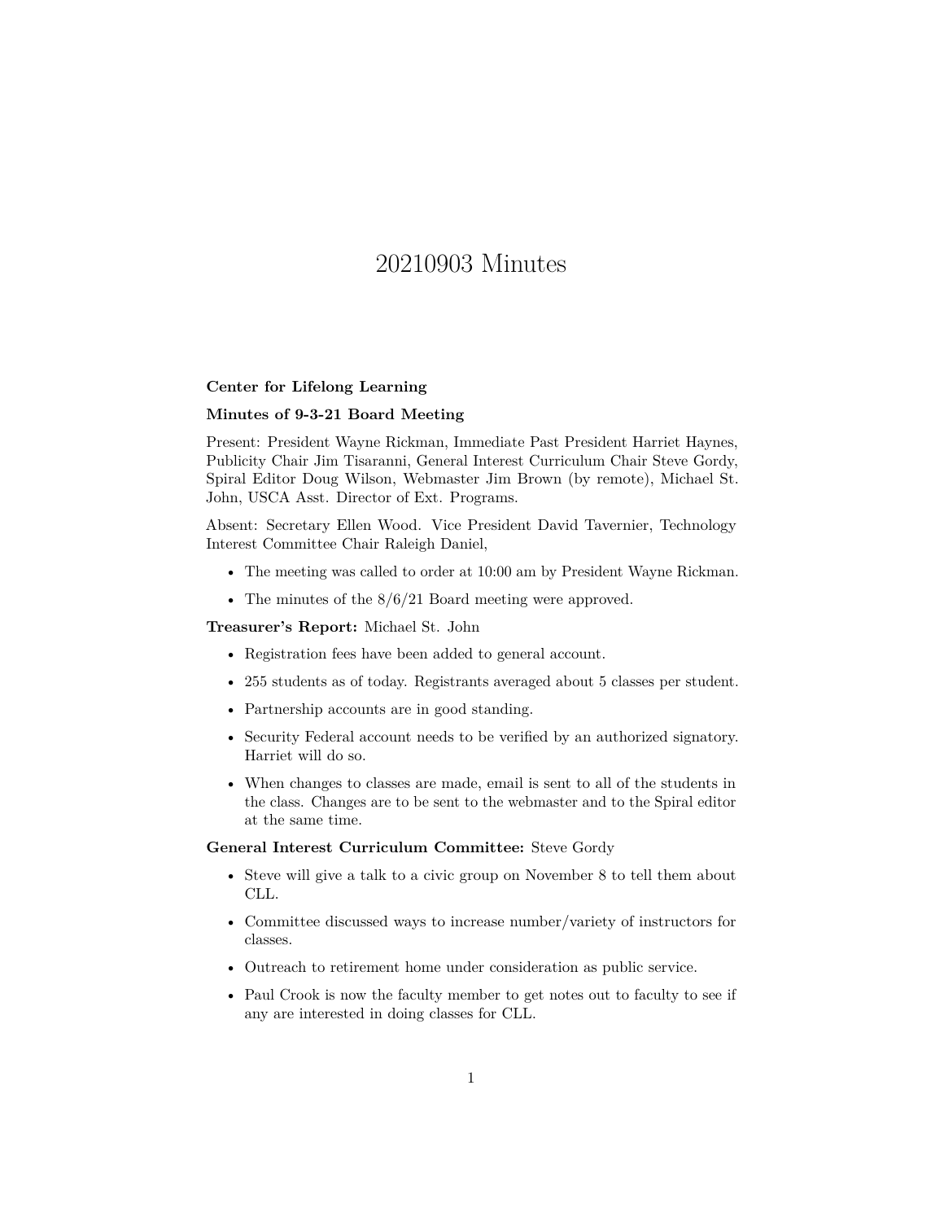# 20210903 Minutes

**Center for Lifelong Learning**

**Minutes of 9-3-21 Board Meeting**

Present: President Wayne Rickman, Immediate Past President Harriet Haynes, Publicity Chair Jim Tisaranni, General Interest Curriculum Chair Steve Gordy, Spiral Editor Doug Wilson, Webmaster Jim Brown (by remote), Michael St. John, USCA Asst. Director of Ext. Programs.

Absent: Secretary Ellen Wood. Vice President David Tavernier, Technology Interest Committee Chair Raleigh Daniel,

- The meeting was called to order at 10:00 am by President Wayne Rickman.
- The minutes of the 8/6/21 Board meeting were approved.

**Treasurer's Report:** Michael St. John

- Registration fees have been added to general account.
- 255 students as of today. Registrants averaged about 5 classes per student.
- Partnership accounts are in good standing.
- Security Federal account needs to be verified by an authorized signatory. Harriet will do so.
- When changes to classes are made, email is sent to all of the students in the class. Changes are to be sent to the webmaster and to the Spiral editor at the same time.

**General Interest Curriculum Committee:** Steve Gordy

- Steve will give a talk to a civic group on November 8 to tell them about CLL.
- Committee discussed ways to increase number/variety of instructors for classes.
- Outreach to retirement home under consideration as public service.
- Paul Crook is now the faculty member to get notes out to faculty to see if any are interested in doing classes for CLL.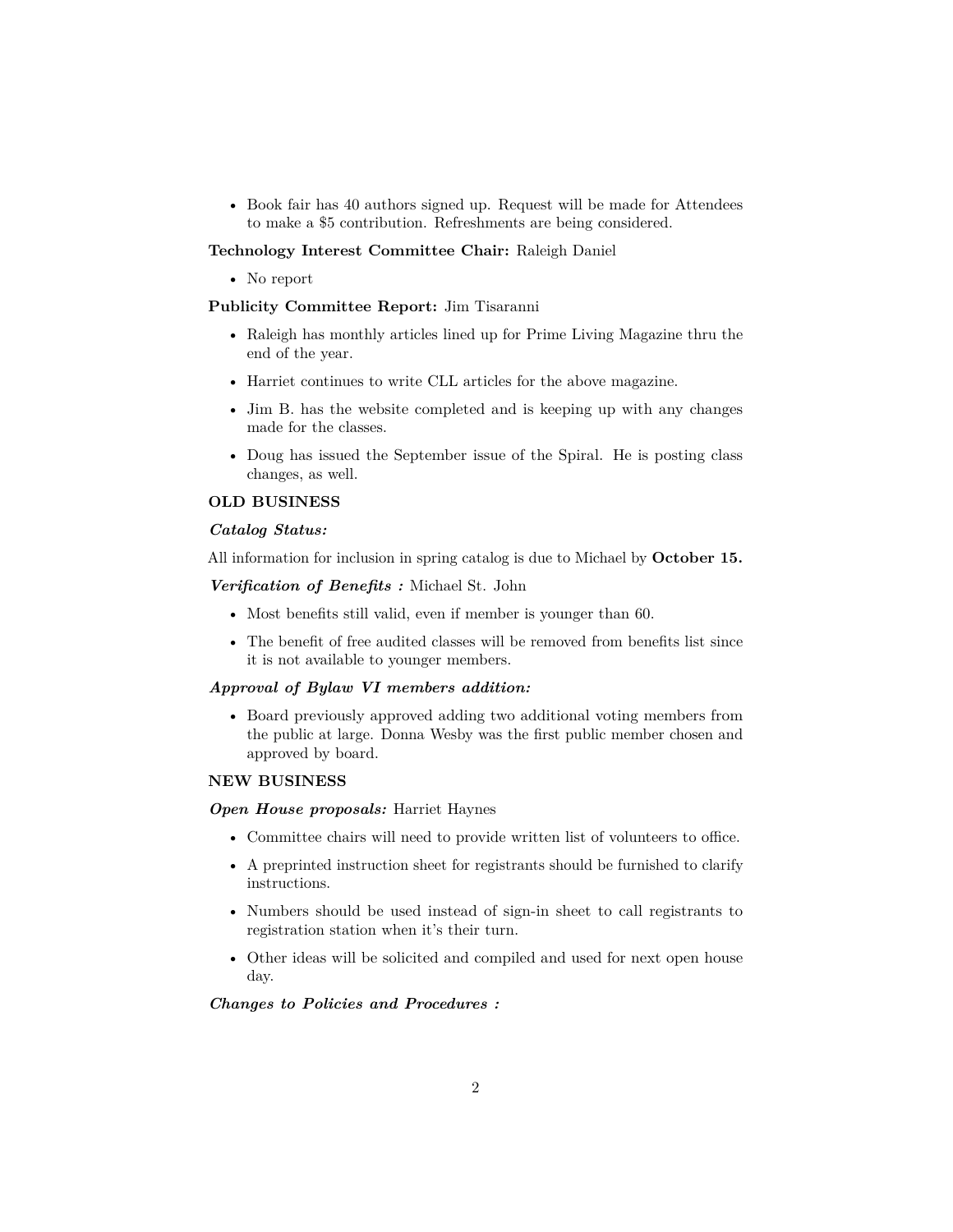- Book fair has 40 authors signed up. Request will be made for Attendees to make a $5 contribution. Refreshments are being considered.

**Technology Interest Committee Chair:** Raleigh Daniel

- No report

**Publicity Committee Report:** Jim Tisaranni

- Raleigh has monthly articles lined up for Prime Living Magazine thru the end of the year.
- Harriet continues to write CLL articles for the above magazine.
- Jim B. has the website completed and is keeping up with any changes made for the classes.
- Doug has issued the September issue of the Spiral. He is posting class changes, as well.

**OLD BUSINESS**

***Catalog Status:***

All information for inclusion in spring catalog is due to Michael by **October 15.**

***Verification of Benefits :*** Michael St. John

- Most benefits still valid, even if member is younger than 60.
- The benefit of free audited classes will be removed from benefits list since it is not available to younger members.

***Approval of Bylaw VI members addition:***

- Board previously approved adding two additional voting members from the public at large. Donna Wesby was the first public member chosen and approved by board.

**NEW BUSINESS**

***Open House proposals:*** Harriet Haynes

- Committee chairs will need to provide written list of volunteers to office.
- A preprinted instruction sheet for registrants should be furnished to clarify instructions.
- Numbers should be used instead of sign-in sheet to call registrants to registration station when it's their turn.
- Other ideas will be solicited and compiled and used for next open house day.

***Changes to Policies and Procedures :***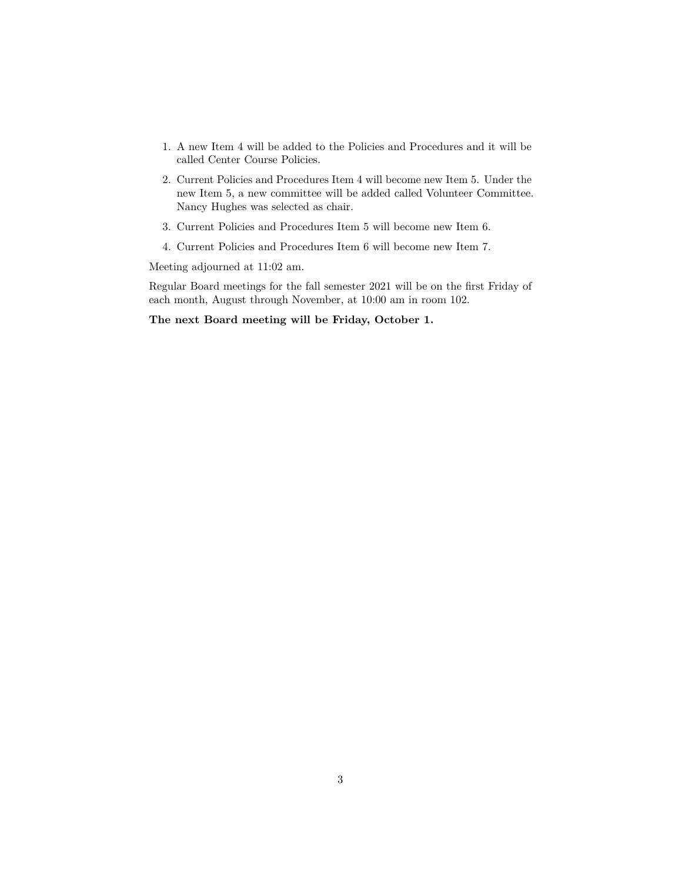1. A new Item 4 will be added to the Policies and Procedures and it will be called Center Course Policies.
2. Current Policies and Procedures Item 4 will become new Item 5. Under the new Item 5, a new committee will be added called Volunteer Committee. Nancy Hughes was selected as chair.
3. Current Policies and Procedures Item 5 will become new Item 6.
4. Current Policies and Procedures Item 6 will become new Item 7.

Meeting adjourned at 11:02 am.

Regular Board meetings for the fall semester 2021 will be on the first Friday of each month, August through November, at 10:00 am in room 102.

**The next Board meeting will be Friday, October 1.**